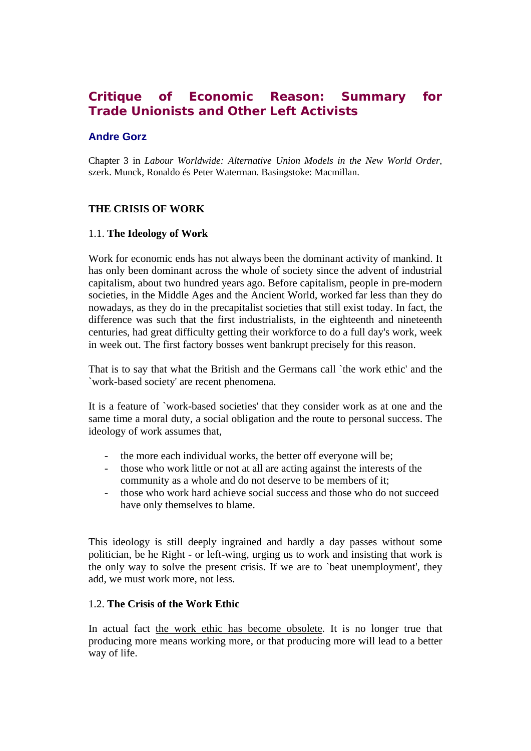# Critique of Economic Reason: Summary for Trade Unionists and Other Left Activists

### Andre Gorz

Chapter 3 in *Labour Worldwide: Alternative Union Models in the New World Order*, szerk. Munck, Ronaldo és Peter Waterman. Basingstoke: Macmillan.

## THE CRISIS OF WORK

### 1.1. **The Ideology of Work**

Work for economic ends has not always been the dominant activity of mankind. It has only been dominant across the whole of society since the advent of industrial capitalism, about two hundred years ago. Before capitalism, people in pre-modern societies, in the Middle Ages and the Ancient World, worked far less than they do nowadays, as they do in the precapitalist societies that still exist today. In fact, the difference was such that the first industrialists, in the eighteenth and nineteenth centuries, had great difficulty getting their workforce to do a full day's work, week in week out. The first factory bosses went bankrupt precisely for this reason.

That is to say that what the British and the Germans call `the work ethic' and the `work-based society' are recent phenomena.

It is a feature of `work-based societies' that they consider work as at one and the same time a moral duty, a social obligation and the route to personal success. The ideology of work assumes that,

- the more each individual works, the better off everyone will be;
- those who work little or not at all are acting against the interests of the community as a whole and do not deserve to be members of it;
- those who work hard achieve social success and those who do not succeed have only themselves to blame.

This ideology is still deeply ingrained and hardly a day passes without some politician, be he Right - or left-wing, urging us to work and insisting that work is the only way to solve the present crisis. If we are to `beat unemployment', they add, we must work more, not less.

### 1.2. **The Crisis of the Work Ethic**

In actual fact <u>the work ethic has become obsolete</u>. It is no longer true that producing more means working more, or that producing more will lead to a better way of life.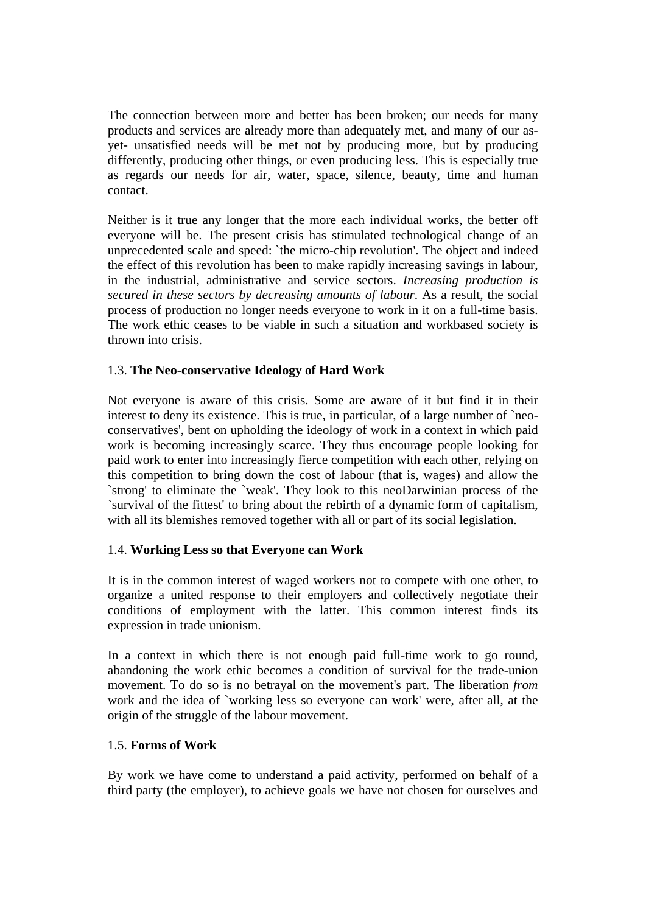The connection between more and better has been broken; our needs for many products and services are already more than adequately met, and many of our as-yet- unsatisfied needs will be met not by producing more, but by producing differently, producing other things, or even producing less. This is especially true as regards our needs for air, water, space, silence, beauty, time and human contact.

Neither is it true any longer that the more each individual works, the better off everyone will be. The present crisis has stimulated technological change of an unprecedented scale and speed: `the micro-chip revolution'. The object and indeed the effect of this revolution has been to make rapidly increasing savings in labour, in the industrial, administrative and service sectors. *Increasing production is secured in these sectors by decreasing amounts of labour*. As a result, the social process of production no longer needs everyone to work in it on a full-time basis. The work ethic ceases to be viable in such a situation and workbased society is thrown into crisis.

### 1.3. **The Neo-conservative Ideology of Hard Work**

Not everyone is aware of this crisis. Some are aware of it but find it in their interest to deny its existence. This is true, in particular, of a large number of `neo-conservatives', bent on upholding the ideology of work in a context in which paid work is becoming increasingly scarce. They thus encourage people looking for paid work to enter into increasingly fierce competition with each other, relying on this competition to bring down the cost of labour (that is, wages) and allow the `strong' to eliminate the `weak'. They look to this neoDarwinian process of the `survival of the fittest' to bring about the rebirth of a dynamic form of capitalism, with all its blemishes removed together with all or part of its social legislation.

### 1.4. **Working Less so that Everyone can Work**

It is in the common interest of waged workers not to compete with one other, to organize a united response to their employers and collectively negotiate their conditions of employment with the latter. This common interest finds its expression in trade unionism.

In a context in which there is not enough paid full-time work to go round, abandoning the work ethic becomes a condition of survival for the trade-union movement. To do so is no betrayal on the movement's part. The liberation *from* work and the idea of `working less so everyone can work' were, after all, at the origin of the struggle of the labour movement.

### 1.5. **Forms of Work**

By work we have come to understand a paid activity, performed on behalf of a third party (the employer), to achieve goals we have not chosen for ourselves and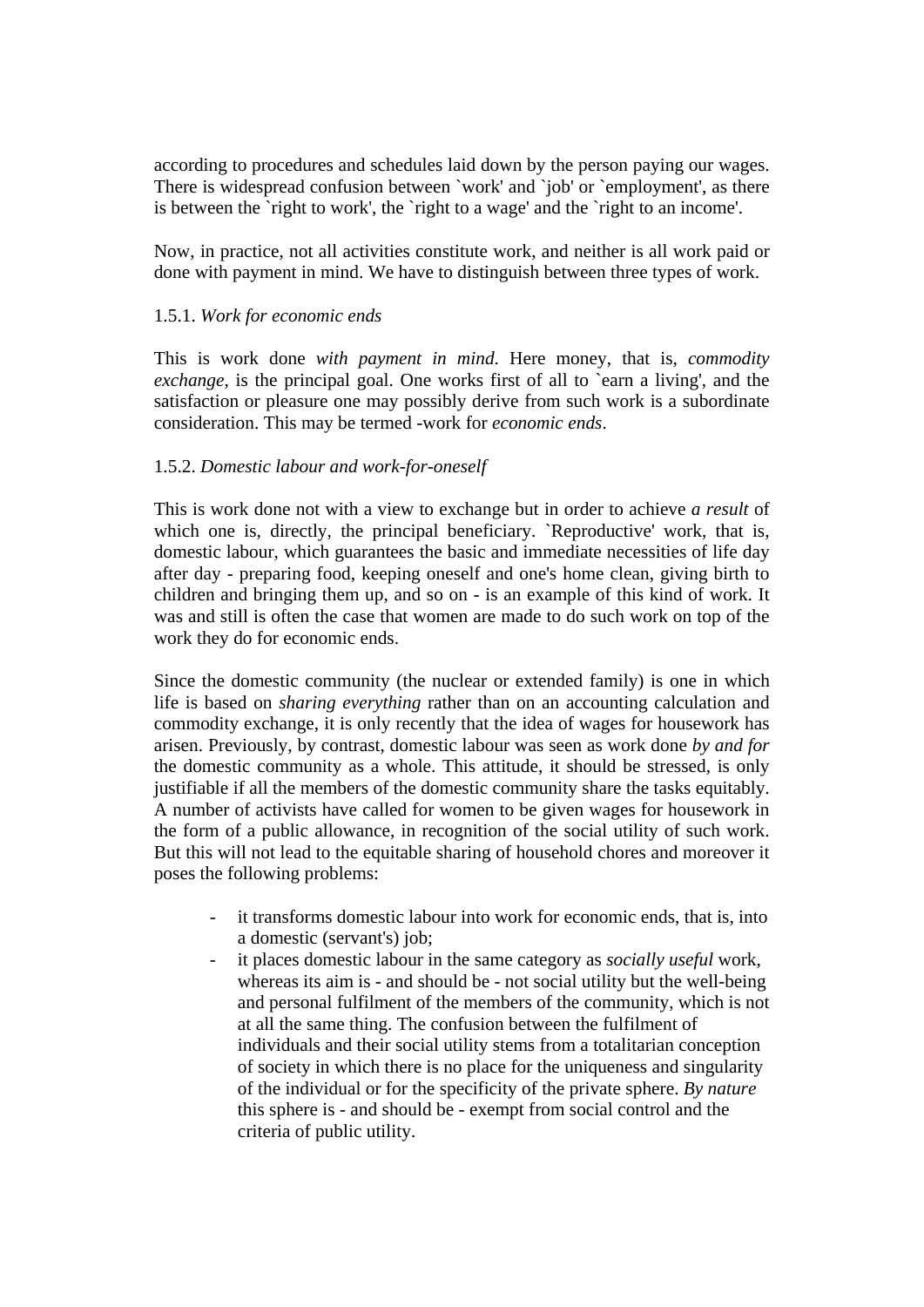according to procedures and schedules laid down by the person paying our wages. There is widespread confusion between `work' and `job' or `employment', as there is between the `right to work', the `right to a wage' and the `right to an income'.

Now, in practice, not all activities constitute work, and neither is all work paid or done with payment in mind. We have to distinguish between three types of work.

### 1.5.1. *Work for economic ends*

This is work done *with payment in mind*. Here money, that is, *commodity exchange*, is the principal goal. One works first of all to `earn a living', and the satisfaction or pleasure one may possibly derive from such work is a subordinate consideration. This may be termed -work for *economic ends*.

### 1.5.2. *Domestic labour and work-for-oneself*

This is work done not with a view to exchange but in order to achieve *a result* of which one is, directly, the principal beneficiary. `Reproductive' work, that is, domestic labour, which guarantees the basic and immediate necessities of life day after day - preparing food, keeping oneself and one's home clean, giving birth to children and bringing them up, and so on - is an example of this kind of work. It was and still is often the case that women are made to do such work on top of the work they do for economic ends.

Since the domestic community (the nuclear or extended family) is one in which life is based on *sharing everything* rather than on an accounting calculation and commodity exchange, it is only recently that the idea of wages for housework has arisen. Previously, by contrast, domestic labour was seen as work done *by and for* the domestic community as a whole. This attitude, it should be stressed, is only justifiable if all the members of the domestic community share the tasks equitably. A number of activists have called for women to be given wages for housework in the form of a public allowance, in recognition of the social utility of such work. But this will not lead to the equitable sharing of household chores and moreover it poses the following problems:

- it transforms domestic labour into work for economic ends, that is, into a domestic (servant's) job;
- it places domestic labour in the same category as *socially useful* work, whereas its aim is - and should be - not social utility but the well-being and personal fulfilment of the members of the community, which is not at all the same thing. The confusion between the fulfilment of individuals and their social utility stems from a totalitarian conception of society in which there is no place for the uniqueness and singularity of the individual or for the specificity of the private sphere. *By nature* this sphere is - and should be - exempt from social control and the criteria of public utility.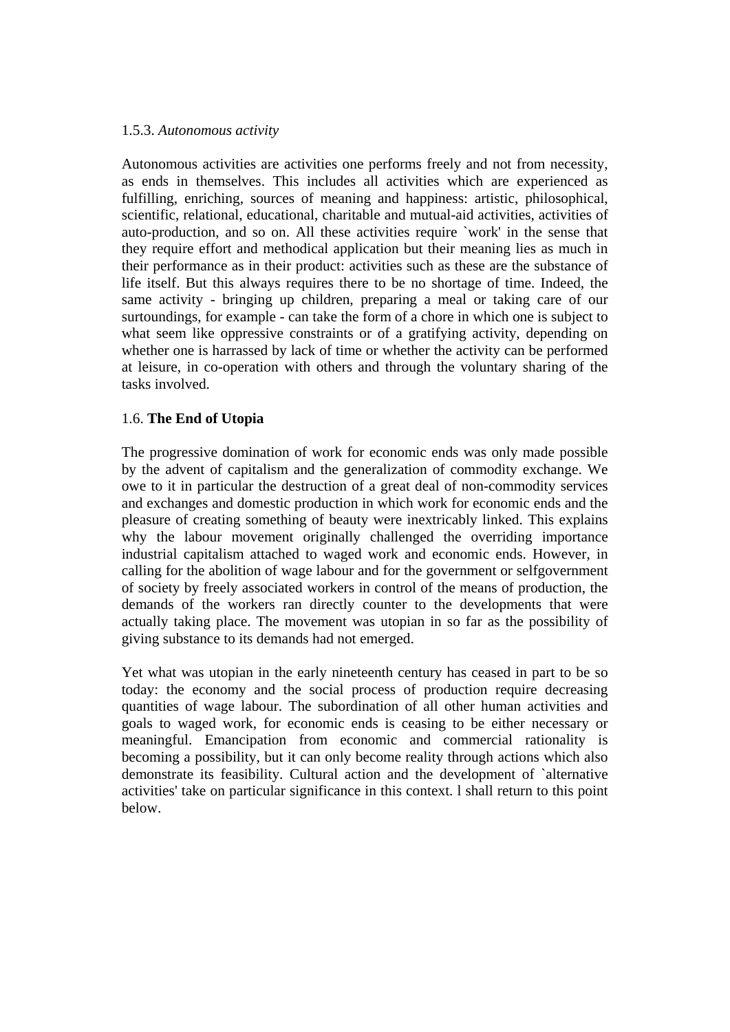### 1.5.3. *Autonomous activity*

Autonomous activities are activities one performs freely and not from necessity, as ends in themselves. This includes all activities which are experienced as fulfilling, enriching, sources of meaning and happiness: artistic, philosophical, scientific, relational, educational, charitable and mutual-aid activities, activities of auto-production, and so on. All these activities require `work' in the sense that they require effort and methodical application but their meaning lies as much in their performance as in their product: activities such as these are the substance of life itself. But this always requires there to be no shortage of time. Indeed, the same activity - bringing up children, preparing a meal or taking care of our surtoundings, for example - can take the form of a chore in which one is subject to what seem like oppressive constraints or of a gratifying activity, depending on whether one is harrassed by lack of time or whether the activity can be performed at leisure, in co-operation with others and through the voluntary sharing of the tasks involved.

## 1.6. **The End of Utopia**

The progressive domination of work for economic ends was only made possible by the advent of capitalism and the generalization of commodity exchange. We owe to it in particular the destruction of a great deal of non-commodity services and exchanges and domestic production in which work for economic ends and the pleasure of creating something of beauty were inextricably linked. This explains why the labour movement originally challenged the overriding importance industrial capitalism attached to waged work and economic ends. However, in calling for the abolition of wage labour and for the government or selfgovernment of society by freely associated workers in control of the means of production, the demands of the workers ran directly counter to the developments that were actually taking place. The movement was utopian in so far as the possibility of giving substance to its demands had not emerged.

Yet what was utopian in the early nineteenth century has ceased in part to be so today: the economy and the social process of production require decreasing quantities of wage labour. The subordination of all other human activities and goals to waged work, for economic ends is ceasing to be either necessary or meaningful. Emancipation from economic and commercial rationality is becoming a possibility, but it can only become reality through actions which also demonstrate its feasibility. Cultural action and the development of `alternative activities' take on particular significance in this context. l shall return to this point below.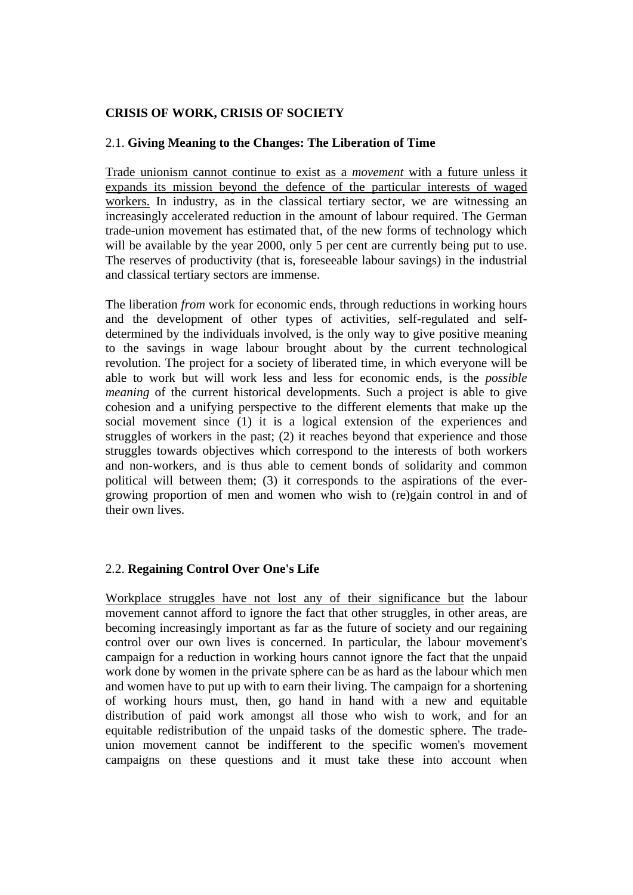**CRISIS OF WORK, CRISIS OF SOCIETY**

### 2.1. **Giving Meaning to the Changes: The Liberation of Time**

<u>Trade unionism cannot continue to exist as a *movement* with a future unless it expands its mission beyond the defence of the particular interests of waged workers.</u> In industry, as in the classical tertiary sector, we are witnessing an increasingly accelerated reduction in the amount of labour required. The German trade-union movement has estimated that, of the new forms of technology which will be available by the year 2000, only 5 per cent are currently being put to use. The reserves of productivity (that is, foreseeable labour savings) in the industrial and classical tertiary sectors are immense.

The liberation *from* work for economic ends, through reductions in working hours and the development of other types of activities, self-regulated and self-determined by the individuals involved, is the only way to give positive meaning to the savings in wage labour brought about by the current technological revolution. The project for a society of liberated time, in which everyone will be able to work but will work less and less for economic ends, is the *possible meaning* of the current historical developments. Such a project is able to give cohesion and a unifying perspective to the different elements that make up the social movement since (1) it is a logical extension of the experiences and struggles of workers in the past; (2) it reaches beyond that experience and those struggles towards objectives which correspond to the interests of both workers and non-workers, and is thus able to cement bonds of solidarity and common political will between them; (3) it corresponds to the aspirations of the ever-growing proportion of men and women who wish to (re)gain control in and of their own lives.

### 2.2. **Regaining Control Over One's Life**

<u>Workplace struggles have not lost any of their significance but</u> the labour movement cannot afford to ignore the fact that other struggles, in other areas, are becoming increasingly important as far as the future of society and our regaining control over our own lives is concerned. In particular, the labour movement's campaign for a reduction in working hours cannot ignore the fact that the unpaid work done by women in the private sphere can be as hard as the labour which men and women have to put up with to earn their living. The campaign for a shortening of working hours must, then, go hand in hand with a new and equitable distribution of paid work amongst all those who wish to work, and for an equitable redistribution of the unpaid tasks of the domestic sphere. The trade-union movement cannot be indifferent to the specific women's movement campaigns on these questions and it must take these into account when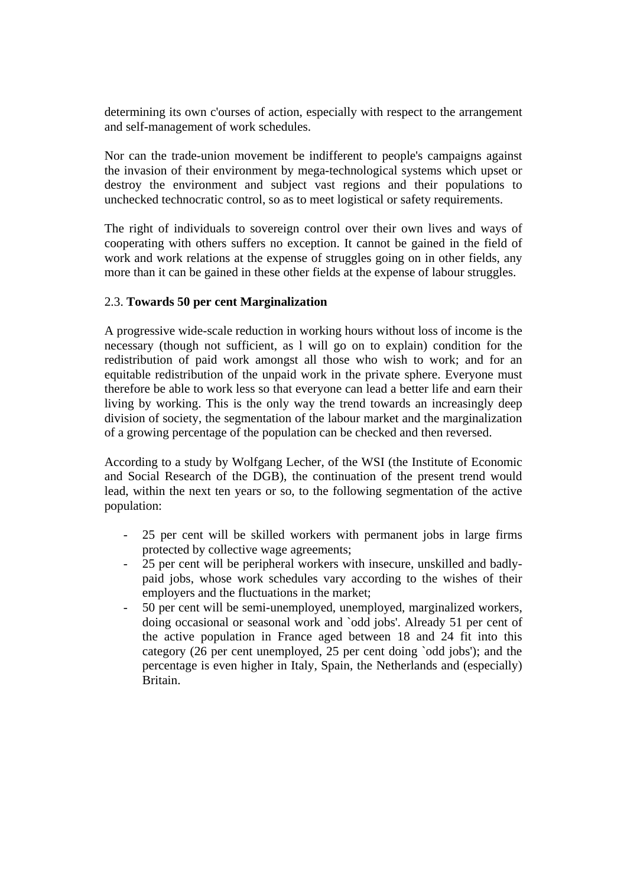determining its own c'ourses of action, especially with respect to the arrangement and self-management of work schedules.

Nor can the trade-union movement be indifferent to people's campaigns against the invasion of their environment by mega-technological systems which upset or destroy the environment and subject vast regions and their populations to unchecked technocratic control, so as to meet logistical or safety requirements.

The right of individuals to sovereign control over their own lives and ways of cooperating with others suffers no exception. It cannot be gained in the field of work and work relations at the expense of struggles going on in other fields, any more than it can be gained in these other fields at the expense of labour struggles.

### 2.3. **Towards 50 per cent Marginalization**

A progressive wide-scale reduction in working hours without loss of income is the necessary (though not sufficient, as l will go on to explain) condition for the redistribution of paid work amongst all those who wish to work; and for an equitable redistribution of the unpaid work in the private sphere. Everyone must therefore be able to work less so that everyone can lead a better life and earn their living by working. This is the only way the trend towards an increasingly deep division of society, the segmentation of the labour market and the marginalization of a growing percentage of the population can be checked and then reversed.

According to a study by Wolfgang Lecher, of the WSI (the Institute of Economic and Social Research of the DGB), the continuation of the present trend would lead, within the next ten years or so, to the following segmentation of the active population:

- 25 per cent will be skilled workers with permanent jobs in large firms protected by collective wage agreements;
- 25 per cent will be peripheral workers with insecure, unskilled and badly-paid jobs, whose work schedules vary according to the wishes of their employers and the fluctuations in the market;
- 50 per cent will be semi-unemployed, unemployed, marginalized workers, doing occasional or seasonal work and `odd jobs'. Already 51 per cent of the active population in France aged between 18 and 24 fit into this category (26 per cent unemployed, 25 per cent doing `odd jobs'); and the percentage is even higher in Italy, Spain, the Netherlands and (especially) Britain.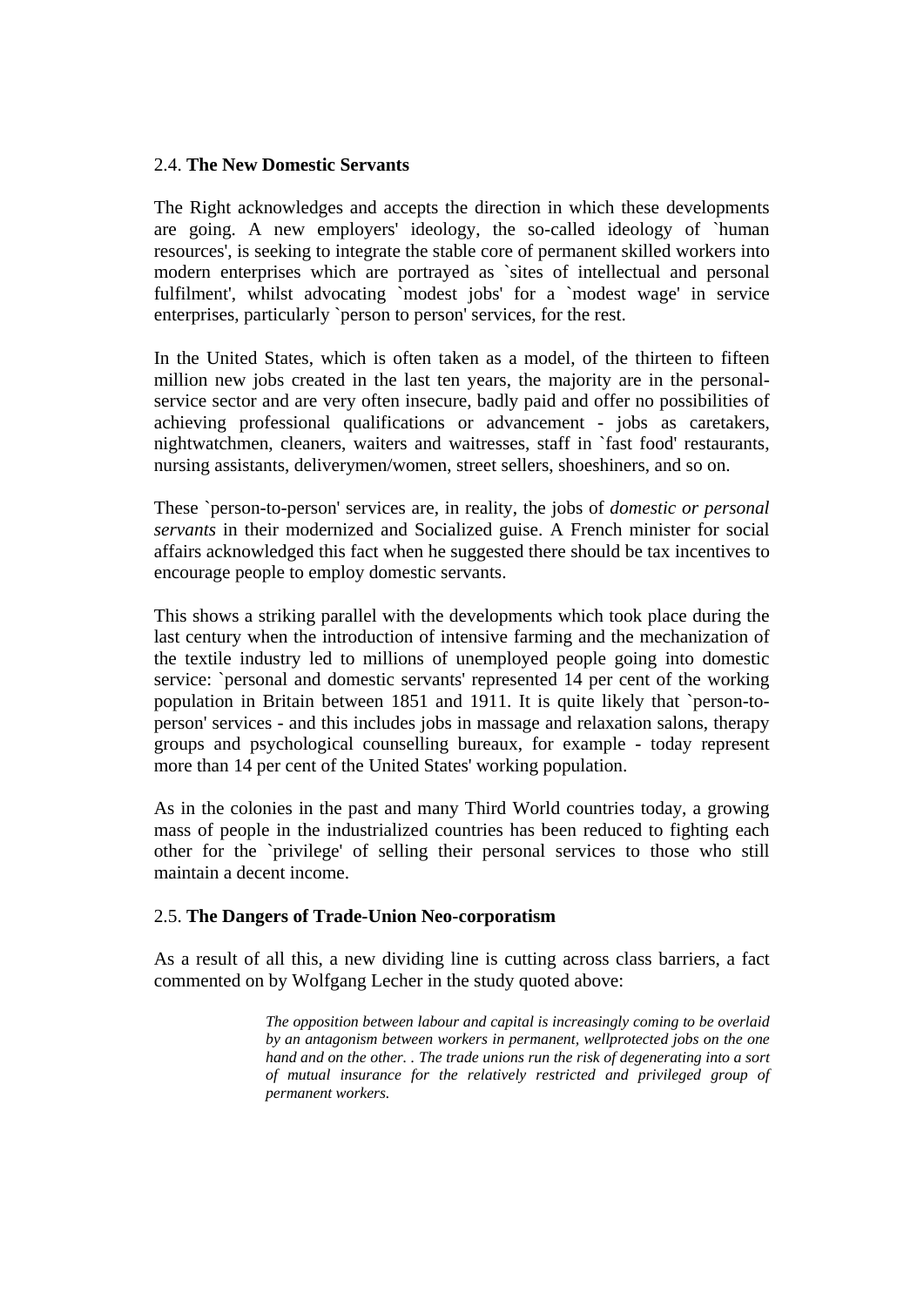## 2.4. **The New Domestic Servants**

The Right acknowledges and accepts the direction in which these developments are going. A new employers' ideology, the so-called ideology of `human resources', is seeking to integrate the stable core of permanent skilled workers into modern enterprises which are portrayed as `sites of intellectual and personal fulfilment', whilst advocating `modest jobs' for a `modest wage' in service enterprises, particularly `person to person' services, for the rest.

In the United States, which is often taken as a model, of the thirteen to fifteen million new jobs created in the last ten years, the majority are in the personal-service sector and are very often insecure, badly paid and offer no possibilities of achieving professional qualifications or advancement - jobs as caretakers, nightwatchmen, cleaners, waiters and waitresses, staff in `fast food' restaurants, nursing assistants, deliverymen/women, street sellers, shoeshiners, and so on.

These `person-to-person' services are, in reality, the jobs of *domestic or personal servants* in their modernized and Socialized guise. A French minister for social affairs acknowledged this fact when he suggested there should be tax incentives to encourage people to employ domestic servants.

This shows a striking parallel with the developments which took place during the last century when the introduction of intensive farming and the mechanization of the textile industry led to millions of unemployed people going into domestic service: `personal and domestic servants' represented 14 per cent of the working population in Britain between 1851 and 1911. It is quite likely that `person-to-person' services - and this includes jobs in massage and relaxation salons, therapy groups and psychological counselling bureaux, for example - today represent more than 14 per cent of the United States' working population.

As in the colonies in the past and many Third World countries today, a growing mass of people in the industrialized countries has been reduced to fighting each other for the `privilege' of selling their personal services to those who still maintain a decent income.

## 2.5. **The Dangers of Trade-Union Neo-corporatism**

As a result of all this, a new dividing line is cutting across class barriers, a fact commented on by Wolfgang Lecher in the study quoted above:

> *The opposition between labour and capital is increasingly coming to be overlaid by an antagonism between workers in permanent, wellprotected jobs on the one hand and on the other. . The trade unions run the risk of degenerating into a sort of mutual insurance for the relatively restricted and privileged group of permanent workers.*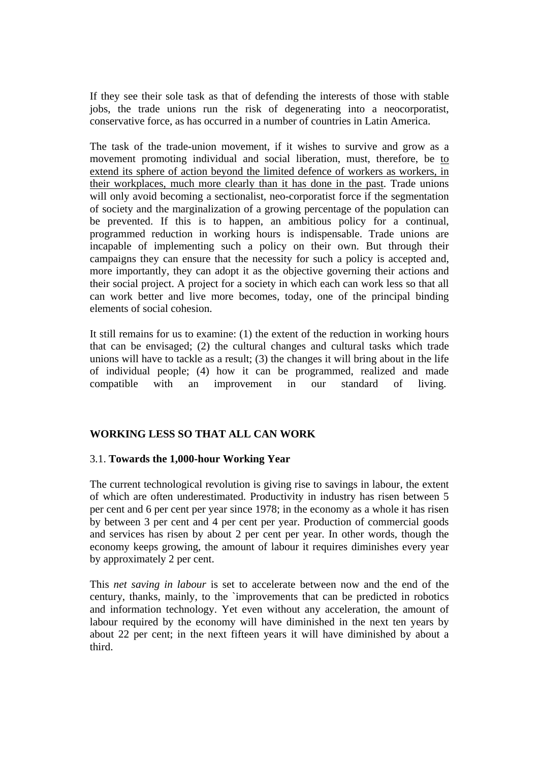If they see their sole task as that of defending the interests of those with stable jobs, the trade unions run the risk of degenerating into a neocorporatist, conservative force, as has occurred in a number of countries in Latin America.

The task of the trade-union movement, if it wishes to survive and grow as a movement promoting individual and social liberation, must, therefore, be <u>to extend its sphere of action beyond the limited defence of workers as workers, in their workplaces, much more clearly than it has done in the past</u>. Trade unions will only avoid becoming a sectionalist, neo-corporatist force if the segmentation of society and the marginalization of a growing percentage of the population can be prevented. If this is to happen, an ambitious policy for a continual, programmed reduction in working hours is indispensable. Trade unions are incapable of implementing such a policy on their own. But through their campaigns they can ensure that the necessity for such a policy is accepted and, more importantly, they can adopt it as the objective governing their actions and their social project. A project for a society in which each can work less so that all can work better and live more becomes, today, one of the principal binding elements of social cohesion.

It still remains for us to examine: (1) the extent of the reduction in working hours that can be envisaged; (2) the cultural changes and cultural tasks which trade unions will have to tackle as a result; (3) the changes it will bring about in the life of individual people; (4) how it can be programmed, realized and made compatible with an improvement in our standard of living.

## WORKING LESS SO THAT ALL CAN WORK

### 3.1. **Towards the 1,000-hour Working Year**

The current technological revolution is giving rise to savings in labour, the extent of which are often underestimated. Productivity in industry has risen between 5 per cent and 6 per cent per year since 1978; in the economy as a whole it has risen by between 3 per cent and 4 per cent per year. Production of commercial goods and services has risen by about 2 per cent per year. In other words, though the economy keeps growing, the amount of labour it requires diminishes every year by approximately 2 per cent.

This *net saving in labour* is set to accelerate between now and the end of the century, thanks, mainly, to the `improvements that can be predicted in robotics and information technology. Yet even without any acceleration, the amount of labour required by the economy will have diminished in the next ten years by about 22 per cent; in the next fifteen years it will have diminished by about a third.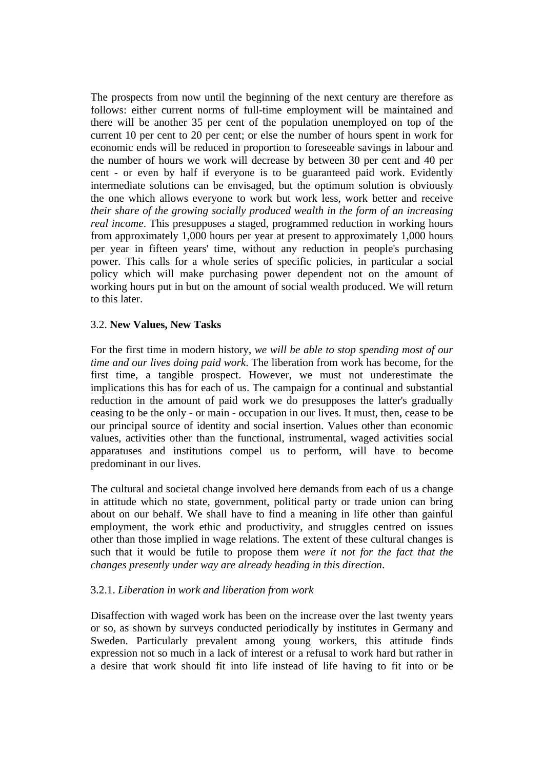The prospects from now until the beginning of the next century are therefore as follows: either current norms of full-time employment will be maintained and there will be another 35 per cent of the population unemployed on top of the current 10 per cent to 20 per cent; or else the number of hours spent in work for economic ends will be reduced in proportion to foreseeable savings in labour and the number of hours we work will decrease by between 30 per cent and 40 per cent - or even by half if everyone is to be guaranteed paid work. Evidently intermediate solutions can be envisaged, but the optimum solution is obviously the one which allows everyone to work but work less, work better and receive *their share of the growing socially produced wealth in the form of an increasing real income*. This presupposes a staged, programmed reduction in working hours from approximately 1,000 hours per year at present to approximately 1,000 hours per year in fifteen years' time, without any reduction in people's purchasing power. This calls for a whole series of specific policies, in particular a social policy which will make purchasing power dependent not on the amount of working hours put in but on the amount of social wealth produced. We will return to this later.

### 3.2. **New Values, New Tasks**

For the first time in modern history, *we will be able to stop spending most of our time and our lives doing paid work*. The liberation from work has become, for the first time, a tangible prospect. However, we must not underestimate the implications this has for each of us. The campaign for a continual and substantial reduction in the amount of paid work we do presupposes the latter's gradually ceasing to be the only - or main - occupation in our lives. It must, then, cease to be our principal source of identity and social insertion. Values other than economic values, activities other than the functional, instrumental, waged activities social apparatuses and institutions compel us to perform, will have to become predominant in our lives.

The cultural and societal change involved here demands from each of us a change in attitude which no state, government, political party or trade union can bring about on our behalf. We shall have to find a meaning in life other than gainful employment, the work ethic and productivity, and struggles centred on issues other than those implied in wage relations. The extent of these cultural changes is such that it would be futile to propose them *were it not for the fact that the changes presently under way are already heading in this direction*.

#### 3.2.1. *Liberation in work and liberation from work*

Disaffection with waged work has been on the increase over the last twenty years or so, as shown by surveys conducted periodically by institutes in Germany and Sweden. Particularly prevalent among young workers, this attitude finds expression not so much in a lack of interest or a refusal to work hard but rather in a desire that work should fit into life instead of life having to fit into or be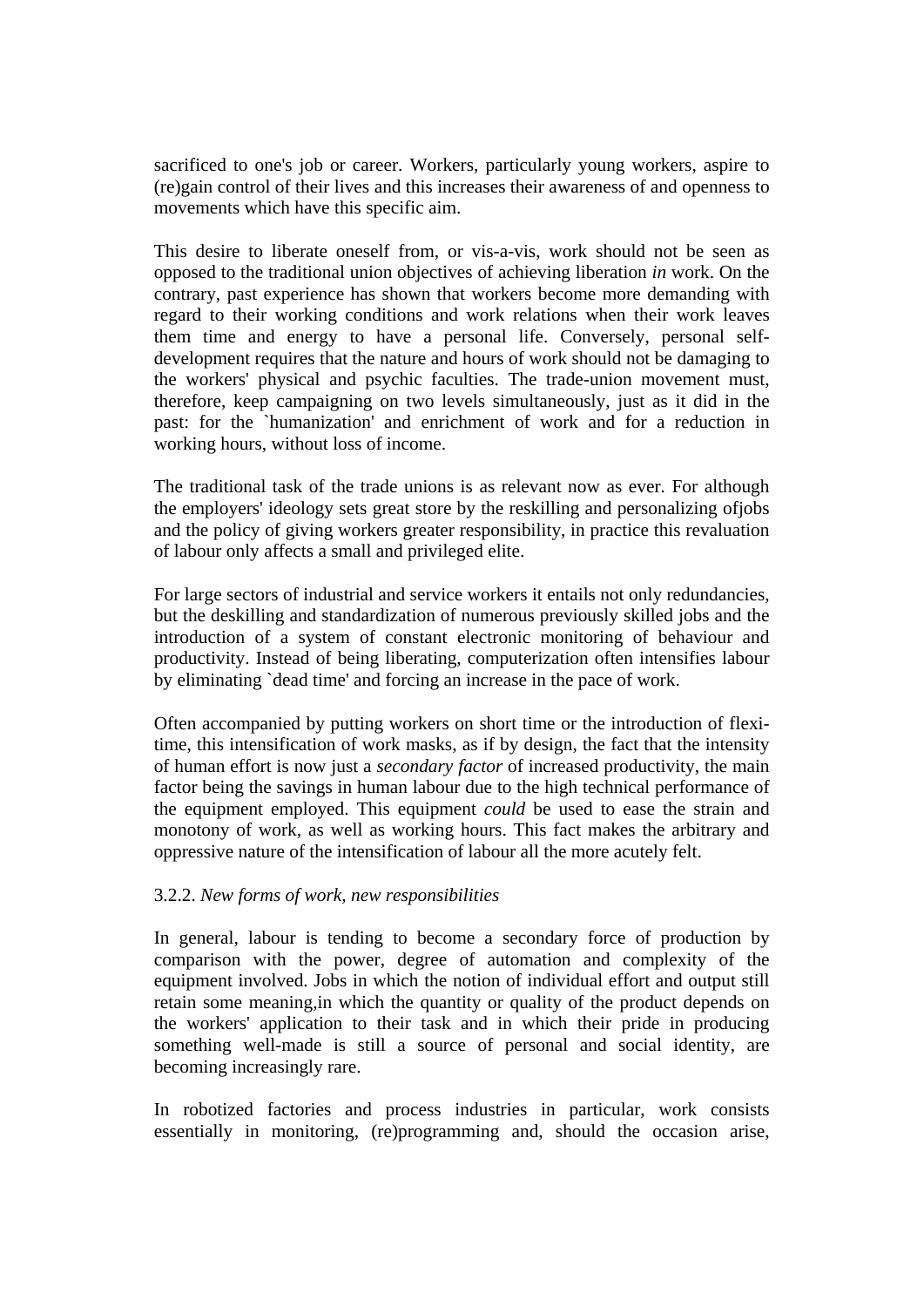sacrificed to one's job or career. Workers, particularly young workers, aspire to (re)gain control of their lives and this increases their awareness of and openness to movements which have this specific aim.

This desire to liberate oneself from, or vis-a-vis, work should not be seen as opposed to the traditional union objectives of achieving liberation *in* work. On the contrary, past experience has shown that workers become more demanding with regard to their working conditions and work relations when their work leaves them time and energy to have a personal life. Conversely, personal self-development requires that the nature and hours of work should not be damaging to the workers' physical and psychic faculties. The trade-union movement must, therefore, keep campaigning on two levels simultaneously, just as it did in the past: for the `humanization' and enrichment of work and for a reduction in working hours, without loss of income.

The traditional task of the trade unions is as relevant now as ever. For although the employers' ideology sets great store by the reskilling and personalizing ofjobs and the policy of giving workers greater responsibility, in practice this revaluation of labour only affects a small and privileged elite.

For large sectors of industrial and service workers it entails not only redundancies, but the deskilling and standardization of numerous previously skilled jobs and the introduction of a system of constant electronic monitoring of behaviour and productivity. Instead of being liberating, computerization often intensifies labour by eliminating `dead time' and forcing an increase in the pace of work.

Often accompanied by putting workers on short time or the introduction of flexi-time, this intensification of work masks, as if by design, the fact that the intensity of human effort is now just a *secondary factor* of increased productivity, the main factor being the savings in human labour due to the high technical performance of the equipment employed. This equipment *could* be used to ease the strain and monotony of work, as well as working hours. This fact makes the arbitrary and oppressive nature of the intensification of labour all the more acutely felt.

3.2.2. *New forms of work, new responsibilities*

In general, labour is tending to become a secondary force of production by comparison with the power, degree of automation and complexity of the equipment involved. Jobs in which the notion of individual effort and output still retain some meaning,in which the quantity or quality of the product depends on the workers' application to their task and in which their pride in producing something well-made is still a source of personal and social identity, are becoming increasingly rare.

In robotized factories and process industries in particular, work consists essentially in monitoring, (re)programming and, should the occasion arise,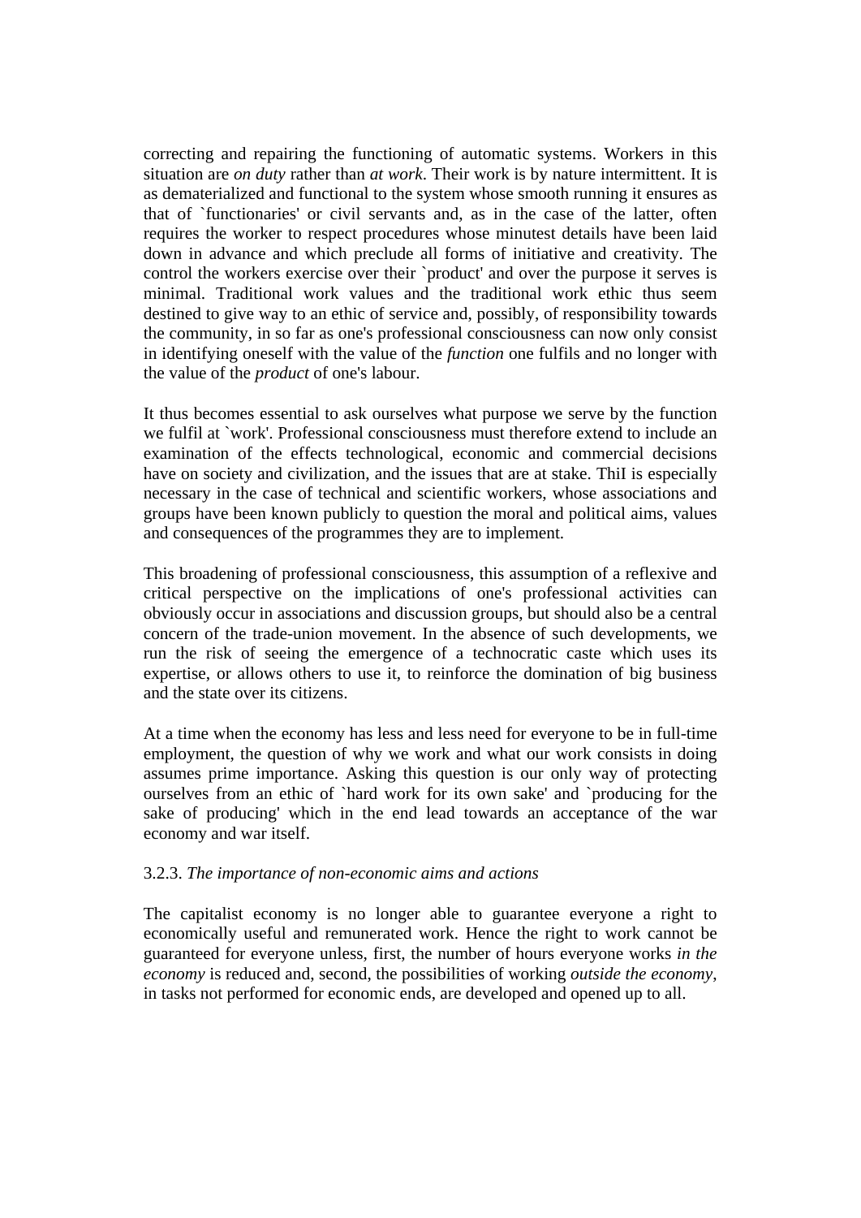correcting and repairing the functioning of automatic systems. Workers in this situation are *on duty* rather than *at work*. Their work is by nature intermittent. It is as dematerialized and functional to the system whose smooth running it ensures as that of `functionaries' or civil servants and, as in the case of the latter, often requires the worker to respect procedures whose minutest details have been laid down in advance and which preclude all forms of initiative and creativity. The control the workers exercise over their `product' and over the purpose it serves is minimal. Traditional work values and the traditional work ethic thus seem destined to give way to an ethic of service and, possibly, of responsibility towards the community, in so far as one's professional consciousness can now only consist in identifying oneself with the value of the *function* one fulfils and no longer with the value of the *product* of one's labour.

It thus becomes essential to ask ourselves what purpose we serve by the function we fulfil at `work'. Professional consciousness must therefore extend to include an examination of the effects technological, economic and commercial decisions have on society and civilization, and the issues that are at stake. ThiI is especially necessary in the case of technical and scientific workers, whose associations and groups have been known publicly to question the moral and political aims, values and consequences of the programmes they are to implement.

This broadening of professional consciousness, this assumption of a reflexive and critical perspective on the implications of one's professional activities can obviously occur in associations and discussion groups, but should also be a central concern of the trade-union movement. In the absence of such developments, we run the risk of seeing the emergence of a technocratic caste which uses its expertise, or allows others to use it, to reinforce the domination of big business and the state over its citizens.

At a time when the economy has less and less need for everyone to be in full-time employment, the question of why we work and what our work consists in doing assumes prime importance. Asking this question is our only way of protecting ourselves from an ethic of `hard work for its own sake' and `producing for the sake of producing' which in the end lead towards an acceptance of the war economy and war itself.

3.2.3. *The importance of non-economic aims and actions*

The capitalist economy is no longer able to guarantee everyone a right to economically useful and remunerated work. Hence the right to work cannot be guaranteed for everyone unless, first, the number of hours everyone works *in the economy* is reduced and, second, the possibilities of working *outside the economy*, in tasks not performed for economic ends, are developed and opened up to all.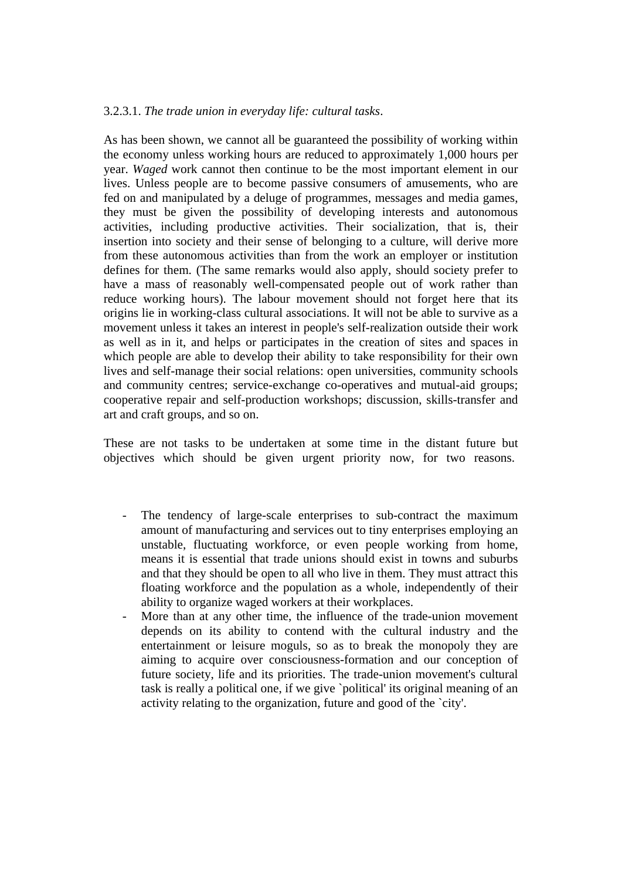3.2.3.1. *The trade union in everyday life: cultural tasks*.

As has been shown, we cannot all be guaranteed the possibility of working within the economy unless working hours are reduced to approximately 1,000 hours per year. *Waged* work cannot then continue to be the most important element in our lives. Unless people are to become passive consumers of amusements, who are fed on and manipulated by a deluge of programmes, messages and media games, they must be given the possibility of developing interests and autonomous activities, including productive activities. Their socialization, that is, their insertion into society and their sense of belonging to a culture, will derive more from these autonomous activities than from the work an employer or institution defines for them. (The same remarks would also apply, should society prefer to have a mass of reasonably well-compensated people out of work rather than reduce working hours). The labour movement should not forget here that its origins lie in working-class cultural associations. It will not be able to survive as a movement unless it takes an interest in people's self-realization outside their work as well as in it, and helps or participates in the creation of sites and spaces in which people are able to develop their ability to take responsibility for their own lives and self-manage their social relations: open universities, community schools and community centres; service-exchange co-operatives and mutual-aid groups; cooperative repair and self-production workshops; discussion, skills-transfer and art and craft groups, and so on.

These are not tasks to be undertaken at some time in the distant future but objectives which should be given urgent priority now, for two reasons.

- The tendency of large-scale enterprises to sub-contract the maximum amount of manufacturing and services out to tiny enterprises employing an unstable, fluctuating workforce, or even people working from home, means it is essential that trade unions should exist in towns and suburbs and that they should be open to all who live in them. They must attract this floating workforce and the population as a whole, independently of their ability to organize waged workers at their workplaces.
- More than at any other time, the influence of the trade-union movement depends on its ability to contend with the cultural industry and the entertainment or leisure moguls, so as to break the monopoly they are aiming to acquire over consciousness-formation and our conception of future society, life and its priorities. The trade-union movement's cultural task is really a political one, if we give `political' its original meaning of an activity relating to the organization, future and good of the `city'.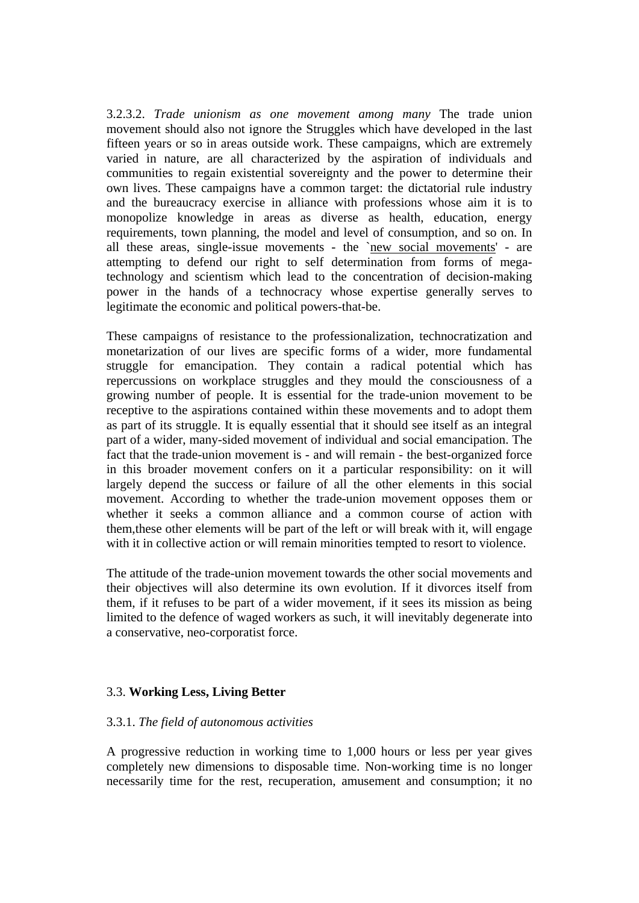3.2.3.2. *Trade unionism as one movement among many* The trade union movement should also not ignore the Struggles which have developed in the last fifteen years or so in areas outside work. These campaigns, which are extremely varied in nature, are all characterized by the aspiration of individuals and communities to regain existential sovereignty and the power to determine their own lives. These campaigns have a common target: the dictatorial rule industry and the bureaucracy exercise in alliance with professions whose aim it is to monopolize knowledge in areas as diverse as health, education, energy requirements, town planning, the model and level of consumption, and so on. In all these areas, single-issue movements - the `new social movements' - are attempting to defend our right to self determination from forms of mega-technology and scientism which lead to the concentration of decision-making power in the hands of a technocracy whose expertise generally serves to legitimate the economic and political powers-that-be.

These campaigns of resistance to the professionalization, technocratization and monetarization of our lives are specific forms of a wider, more fundamental struggle for emancipation. They contain a radical potential which has repercussions on workplace struggles and they mould the consciousness of a growing number of people. It is essential for the trade-union movement to be receptive to the aspirations contained within these movements and to adopt them as part of its struggle. It is equally essential that it should see itself as an integral part of a wider, many-sided movement of individual and social emancipation. The fact that the trade-union movement is - and will remain - the best-organized force in this broader movement confers on it a particular responsibility: on it will largely depend the success or failure of all the other elements in this social movement. According to whether the trade-union movement opposes them or whether it seeks a common alliance and a common course of action with them,these other elements will be part of the left or will break with it, will engage with it in collective action or will remain minorities tempted to resort to violence.

The attitude of the trade-union movement towards the other social movements and their objectives will also determine its own evolution. If it divorces itself from them, if it refuses to be part of a wider movement, if it sees its mission as being limited to the defence of waged workers as such, it will inevitably degenerate into a conservative, neo-corporatist force.

### 3.3. **Working Less, Living Better**

#### 3.3.1. *The field of autonomous activities*

A progressive reduction in working time to 1,000 hours or less per year gives completely new dimensions to disposable time. Non-working time is no longer necessarily time for the rest, recuperation, amusement and consumption; it no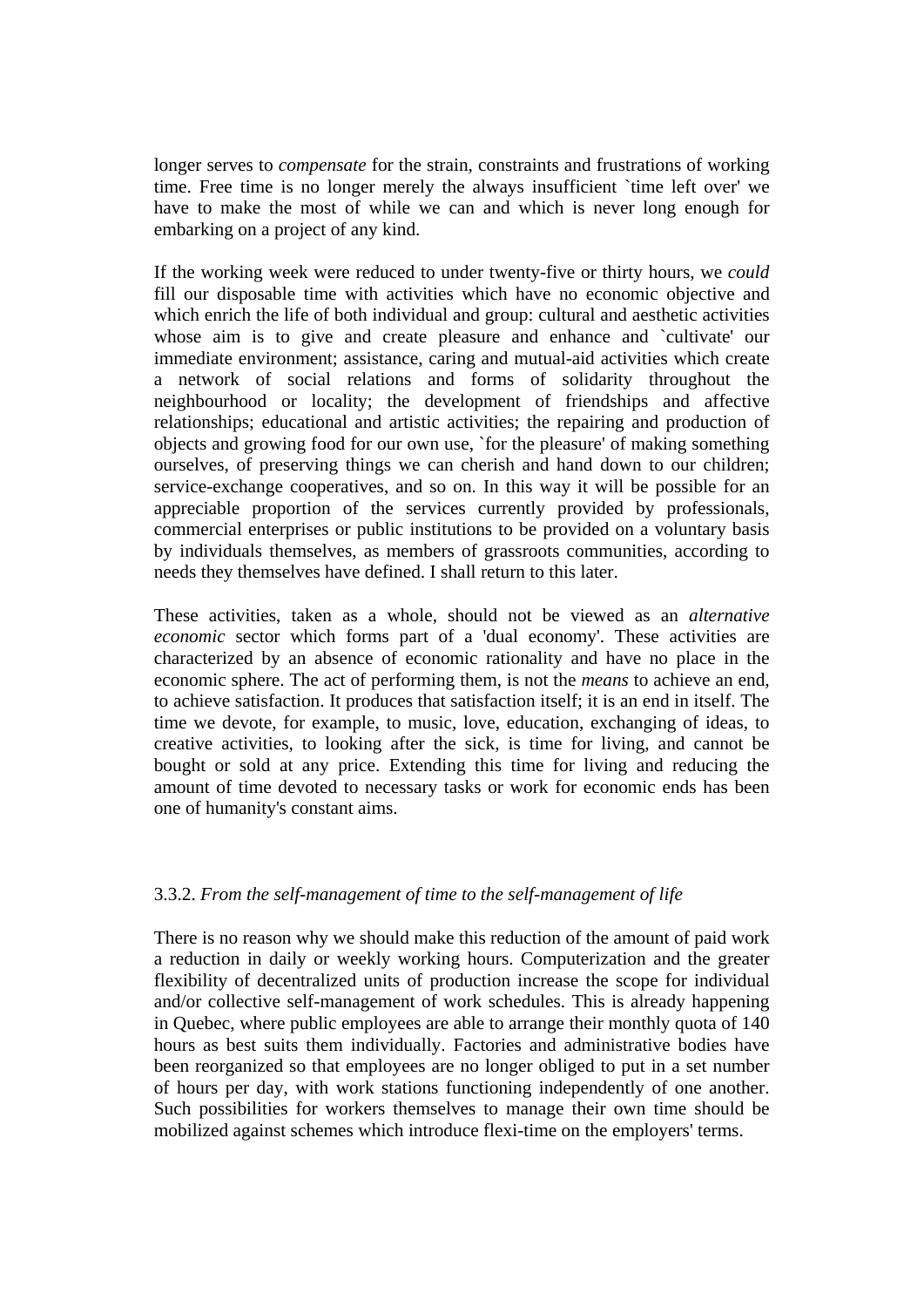longer serves to *compensate* for the strain, constraints and frustrations of working time. Free time is no longer merely the always insufficient `time left over' we have to make the most of while we can and which is never long enough for embarking on a project of any kind.

If the working week were reduced to under twenty-five or thirty hours, we *could* fill our disposable time with activities which have no economic objective and which enrich the life of both individual and group: cultural and aesthetic activities whose aim is to give and create pleasure and enhance and `cultivate' our immediate environment; assistance, caring and mutual-aid activities which create a network of social relations and forms of solidarity throughout the neighbourhood or locality; the development of friendships and affective relationships; educational and artistic activities; the repairing and production of objects and growing food for our own use, `for the pleasure' of making something ourselves, of preserving things we can cherish and hand down to our children; service-exchange cooperatives, and so on. In this way it will be possible for an appreciable proportion of the services currently provided by professionals, commercial enterprises or public institutions to be provided on a voluntary basis by individuals themselves, as members of grassroots communities, according to needs they themselves have defined. I shall return to this later.

These activities, taken as a whole, should not be viewed as an *alternative economic* sector which forms part of a 'dual economy'. These activities are characterized by an absence of economic rationality and have no place in the economic sphere. The act of performing them, is not the *means* to achieve an end, to achieve satisfaction. It produces that satisfaction itself; it is an end in itself. The time we devote, for example, to music, love, education, exchanging of ideas, to creative activities, to looking after the sick, is time for living, and cannot be bought or sold at any price. Extending this time for living and reducing the amount of time devoted to necessary tasks or work for economic ends has been one of humanity's constant aims.

### 3.3.2. *From the self-management of time to the self-management of life*

There is no reason why we should make this reduction of the amount of paid work a reduction in daily or weekly working hours. Computerization and the greater flexibility of decentralized units of production increase the scope for individual and/or collective self-management of work schedules. This is already happening in Quebec, where public employees are able to arrange their monthly quota of 140 hours as best suits them individually. Factories and administrative bodies have been reorganized so that employees are no longer obliged to put in a set number of hours per day, with work stations functioning independently of one another. Such possibilities for workers themselves to manage their own time should be mobilized against schemes which introduce flexi-time on the employers' terms.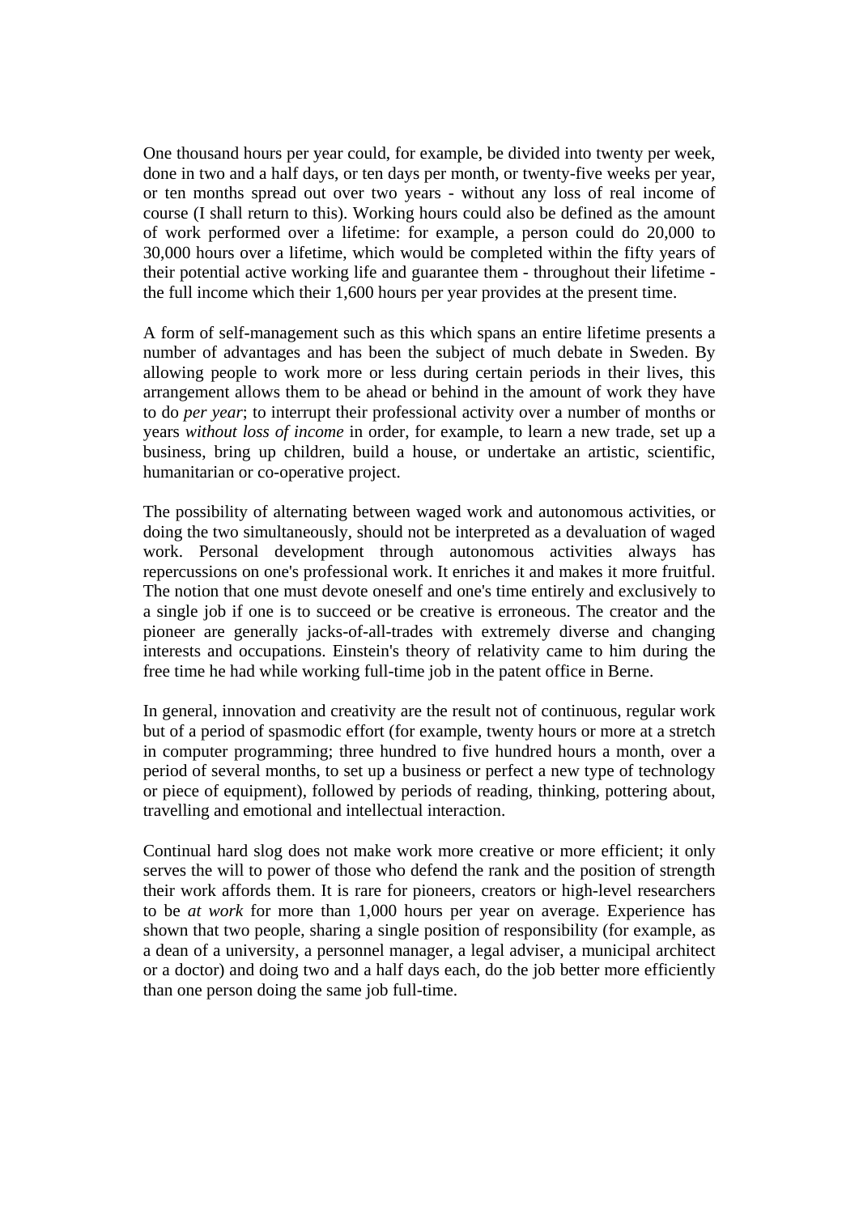One thousand hours per year could, for example, be divided into twenty per week, done in two and a half days, or ten days per month, or twenty-five weeks per year, or ten months spread out over two years - without any loss of real income of course (I shall return to this). Working hours could also be defined as the amount of work performed over a lifetime: for example, a person could do 20,000 to 30,000 hours over a lifetime, which would be completed within the fifty years of their potential active working life and guarantee them - throughout their lifetime - the full income which their 1,600 hours per year provides at the present time.

A form of self-management such as this which spans an entire lifetime presents a number of advantages and has been the subject of much debate in Sweden. By allowing people to work more or less during certain periods in their lives, this arrangement allows them to be ahead or behind in the amount of work they have to do *per year*; to interrupt their professional activity over a number of months or years *without loss of income* in order, for example, to learn a new trade, set up a business, bring up children, build a house, or undertake an artistic, scientific, humanitarian or co-operative project.

The possibility of alternating between waged work and autonomous activities, or doing the two simultaneously, should not be interpreted as a devaluation of waged work. Personal development through autonomous activities always has repercussions on one's professional work. It enriches it and makes it more fruitful. The notion that one must devote oneself and one's time entirely and exclusively to a single job if one is to succeed or be creative is erroneous. The creator and the pioneer are generally jacks-of-all-trades with extremely diverse and changing interests and occupations. Einstein's theory of relativity came to him during the free time he had while working full-time job in the patent office in Berne.

In general, innovation and creativity are the result not of continuous, regular work but of a period of spasmodic effort (for example, twenty hours or more at a stretch in computer programming; three hundred to five hundred hours a month, over a period of several months, to set up a business or perfect a new type of technology or piece of equipment), followed by periods of reading, thinking, pottering about, travelling and emotional and intellectual interaction.

Continual hard slog does not make work more creative or more efficient; it only serves the will to power of those who defend the rank and the position of strength their work affords them. It is rare for pioneers, creators or high-level researchers to be *at work* for more than 1,000 hours per year on average. Experience has shown that two people, sharing a single position of responsibility (for example, as a dean of a university, a personnel manager, a legal adviser, a municipal architect or a doctor) and doing two and a half days each, do the job better more efficiently than one person doing the same job full-time.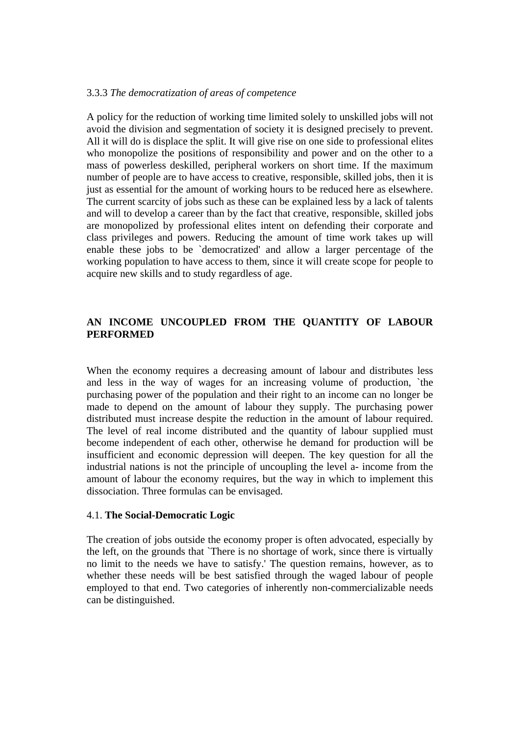3.3.3 *The democratization of areas of competence*

A policy for the reduction of working time limited solely to unskilled jobs will not avoid the division and segmentation of society it is designed precisely to prevent. All it will do is displace the split. It will give rise on one side to professional elites who monopolize the positions of responsibility and power and on the other to a mass of powerless deskilled, peripheral workers on short time. If the maximum number of people are to have access to creative, responsible, skilled jobs, then it is just as essential for the amount of working hours to be reduced here as elsewhere. The current scarcity of jobs such as these can be explained less by a lack of talents and will to develop a career than by the fact that creative, responsible, skilled jobs are monopolized by professional elites intent on defending their corporate and class privileges and powers. Reducing the amount of time work takes up will enable these jobs to be `democratized' and allow a larger percentage of the working population to have access to them, since it will create scope for people to acquire new skills and to study regardless of age.

## AN INCOME UNCOUPLED FROM THE QUANTITY OF LABOUR PERFORMED

When the economy requires a decreasing amount of labour and distributes less and less in the way of wages for an increasing volume of production, `the purchasing power of the population and their right to an income can no longer be made to depend on the amount of labour they supply. The purchasing power distributed must increase despite the reduction in the amount of labour required. The level of real income distributed and the quantity of labour supplied must become independent of each other, otherwise he demand for production will be insufficient and economic depression will deepen. The key question for all the industrial nations is not the principle of uncoupling the level a- income from the amount of labour the economy requires, but the way in which to implement this dissociation. Three formulas can be envisaged.

### 4.1. **The Social-Democratic Logic**

The creation of jobs outside the economy proper is often advocated, especially by the left, on the grounds that `There is no shortage of work, since there is virtually no limit to the needs we have to satisfy.' The question remains, however, as to whether these needs will be best satisfied through the waged labour of people employed to that end. Two categories of inherently non-commercializable needs can be distinguished.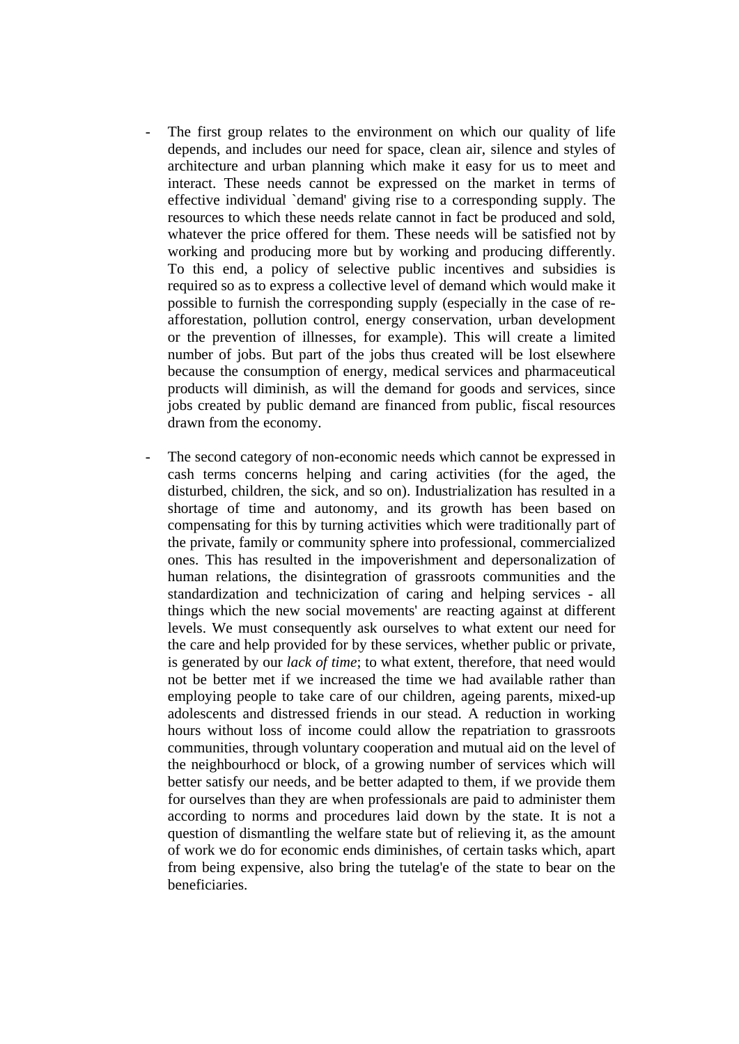- The first group relates to the environment on which our quality of life depends, and includes our need for space, clean air, silence and styles of architecture and urban planning which make it easy for us to meet and interact. These needs cannot be expressed on the market in terms of effective individual `demand' giving rise to a corresponding supply. The resources to which these needs relate cannot in fact be produced and sold, whatever the price offered for them. These needs will be satisfied not by working and producing more but by working and producing differently. To this end, a policy of selective public incentives and subsidies is required so as to express a collective level of demand which would make it possible to furnish the corresponding supply (especially in the case of re-afforestation, pollution control, energy conservation, urban development or the prevention of illnesses, for example). This will create a limited number of jobs. But part of the jobs thus created will be lost elsewhere because the consumption of energy, medical services and pharmaceutical products will diminish, as will the demand for goods and services, since jobs created by public demand are financed from public, fiscal resources drawn from the economy.

- The second category of non-economic needs which cannot be expressed in cash terms concerns helping and caring activities (for the aged, the disturbed, children, the sick, and so on). Industrialization has resulted in a shortage of time and autonomy, and its growth has been based on compensating for this by turning activities which were traditionally part of the private, family or community sphere into professional, commercialized ones. This has resulted in the impoverishment and depersonalization of human relations, the disintegration of grassroots communities and the standardization and technicization of caring and helping services - all things which the new social movements' are reacting against at different levels. We must consequently ask ourselves to what extent our need for the care and help provided for by these services, whether public or private, is generated by our *lack of time*; to what extent, therefore, that need would not be better met if we increased the time we had available rather than employing people to take care of our children, ageing parents, mixed-up adolescents and distressed friends in our stead. A reduction in working hours without loss of income could allow the repatriation to grassroots communities, through voluntary cooperation and mutual aid on the level of the neighbourhocd or block, of a growing number of services which will better satisfy our needs, and be better adapted to them, if we provide them for ourselves than they are when professionals are paid to administer them according to norms and procedures laid down by the state. It is not a question of dismantling the welfare state but of relieving it, as the amount of work we do for economic ends diminishes, of certain tasks which, apart from being expensive, also bring the tutelag'e of the state to bear on the beneficiaries.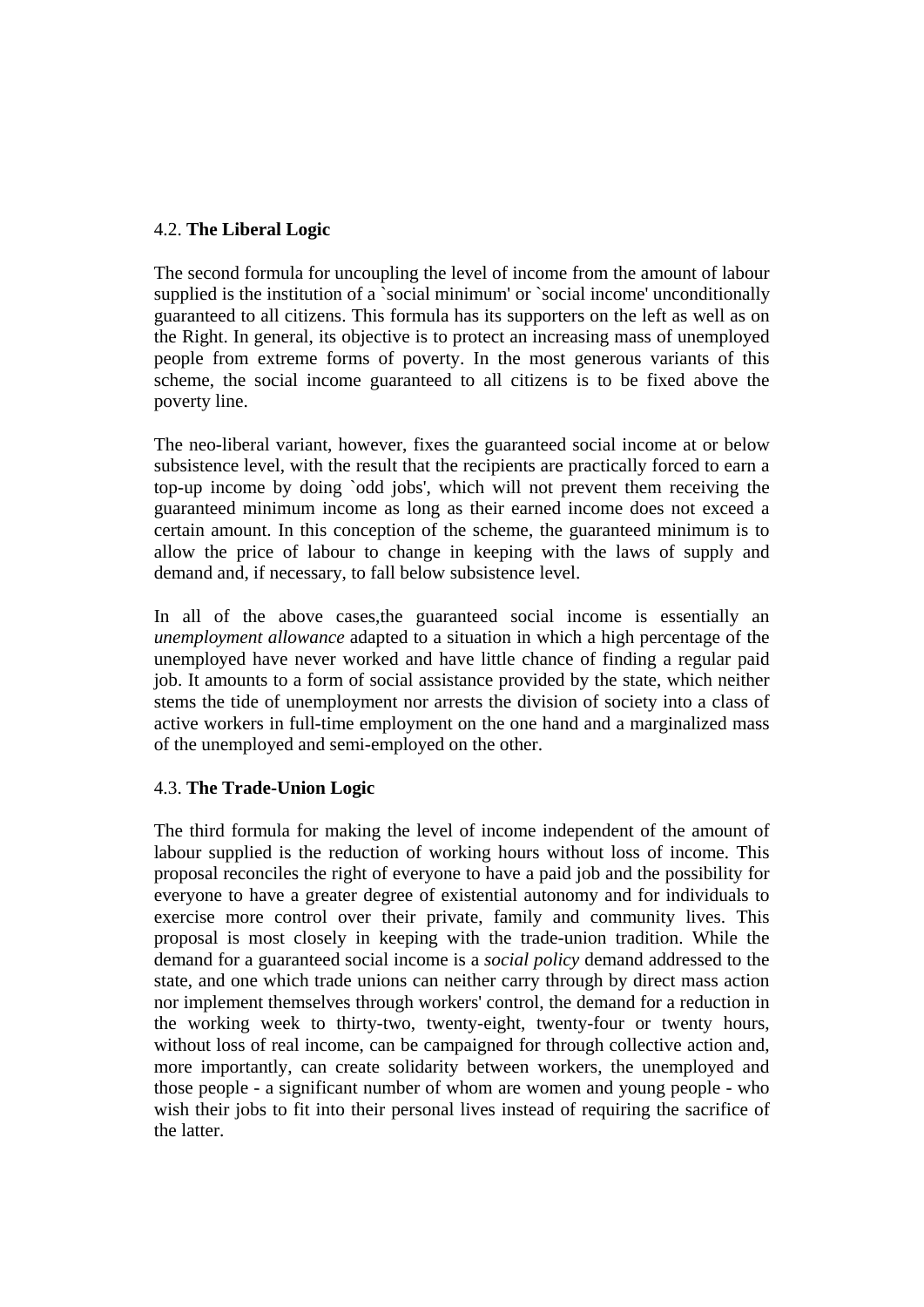### 4.2. **The Liberal Logic**

The second formula for uncoupling the level of income from the amount of labour supplied is the institution of a `social minimum' or `social income' unconditionally guaranteed to all citizens. This formula has its supporters on the left as well as on the Right. In general, its objective is to protect an increasing mass of unemployed people from extreme forms of poverty. In the most generous variants of this scheme, the social income guaranteed to all citizens is to be fixed above the poverty line.

The neo-liberal variant, however, fixes the guaranteed social income at or below subsistence level, with the result that the recipients are practically forced to earn a top-up income by doing `odd jobs', which will not prevent them receiving the guaranteed minimum income as long as their earned income does not exceed a certain amount. In this conception of the scheme, the guaranteed minimum is to allow the price of labour to change in keeping with the laws of supply and demand and, if necessary, to fall below subsistence level.

In all of the above cases,the guaranteed social income is essentially an *unemployment allowance* adapted to a situation in which a high percentage of the unemployed have never worked and have little chance of finding a regular paid job. It amounts to a form of social assistance provided by the state, which neither stems the tide of unemployment nor arrests the division of society into a class of active workers in full-time employment on the one hand and a marginalized mass of the unemployed and semi-employed on the other.

### 4.3. **The Trade-Union Logic**

The third formula for making the level of income independent of the amount of labour supplied is the reduction of working hours without loss of income. This proposal reconciles the right of everyone to have a paid job and the possibility for everyone to have a greater degree of existential autonomy and for individuals to exercise more control over their private, family and community lives. This proposal is most closely in keeping with the trade-union tradition. While the demand for a guaranteed social income is a *social policy* demand addressed to the state, and one which trade unions can neither carry through by direct mass action nor implement themselves through workers' control, the demand for a reduction in the working week to thirty-two, twenty-eight, twenty-four or twenty hours, without loss of real income, can be campaigned for through collective action and, more importantly, can create solidarity between workers, the unemployed and those people - a significant number of whom are women and young people - who wish their jobs to fit into their personal lives instead of requiring the sacrifice of the latter.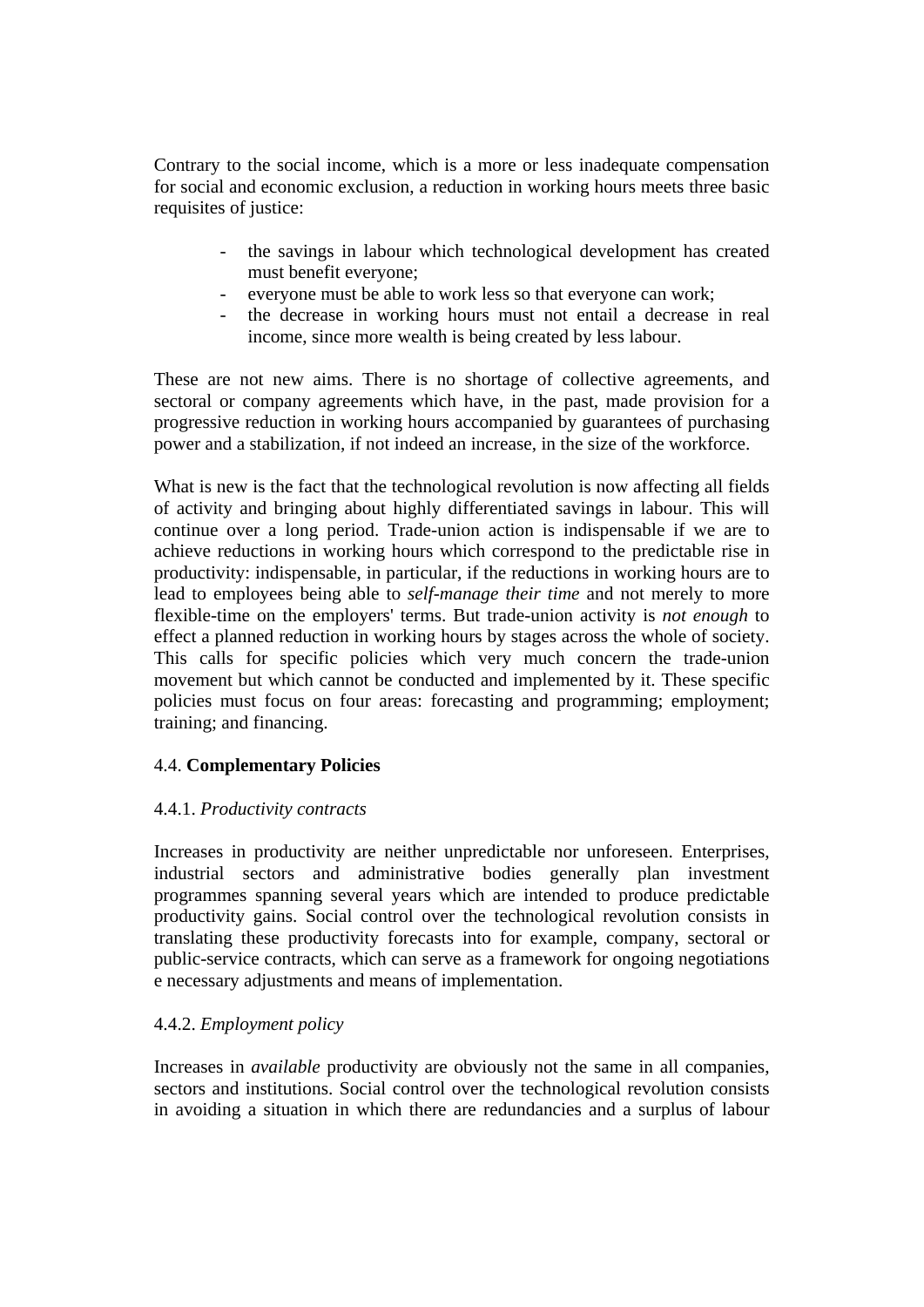Contrary to the social income, which is a more or less inadequate compensation for social and economic exclusion, a reduction in working hours meets three basic requisites of justice:

- the savings in labour which technological development has created must benefit everyone;
- everyone must be able to work less so that everyone can work;
- the decrease in working hours must not entail a decrease in real income, since more wealth is being created by less labour.

These are not new aims. There is no shortage of collective agreements, and sectoral or company agreements which have, in the past, made provision for a progressive reduction in working hours accompanied by guarantees of purchasing power and a stabilization, if not indeed an increase, in the size of the workforce.

What is new is the fact that the technological revolution is now affecting all fields of activity and bringing about highly differentiated savings in labour. This will continue over a long period. Trade-union action is indispensable if we are to achieve reductions in working hours which correspond to the predictable rise in productivity: indispensable, in particular, if the reductions in working hours are to lead to employees being able to *self-manage their time* and not merely to more flexible-time on the employers' terms. But trade-union activity is *not enough* to effect a planned reduction in working hours by stages across the whole of society. This calls for specific policies which very much concern the trade-union movement but which cannot be conducted and implemented by it. These specific policies must focus on four areas: forecasting and programming; employment; training; and financing.

### 4.4. **Complementary Policies**

#### 4.4.1. *Productivity contracts*

Increases in productivity are neither unpredictable nor unforeseen. Enterprises, industrial sectors and administrative bodies generally plan investment programmes spanning several years which are intended to produce predictable productivity gains. Social control over the technological revolution consists in translating these productivity forecasts into for example, company, sectoral or public-service contracts, which can serve as a framework for ongoing negotiations e necessary adjustments and means of implementation.

#### 4.4.2. *Employment policy*

Increases in *available* productivity are obviously not the same in all companies, sectors and institutions. Social control over the technological revolution consists in avoiding a situation in which there are redundancies and a surplus of labour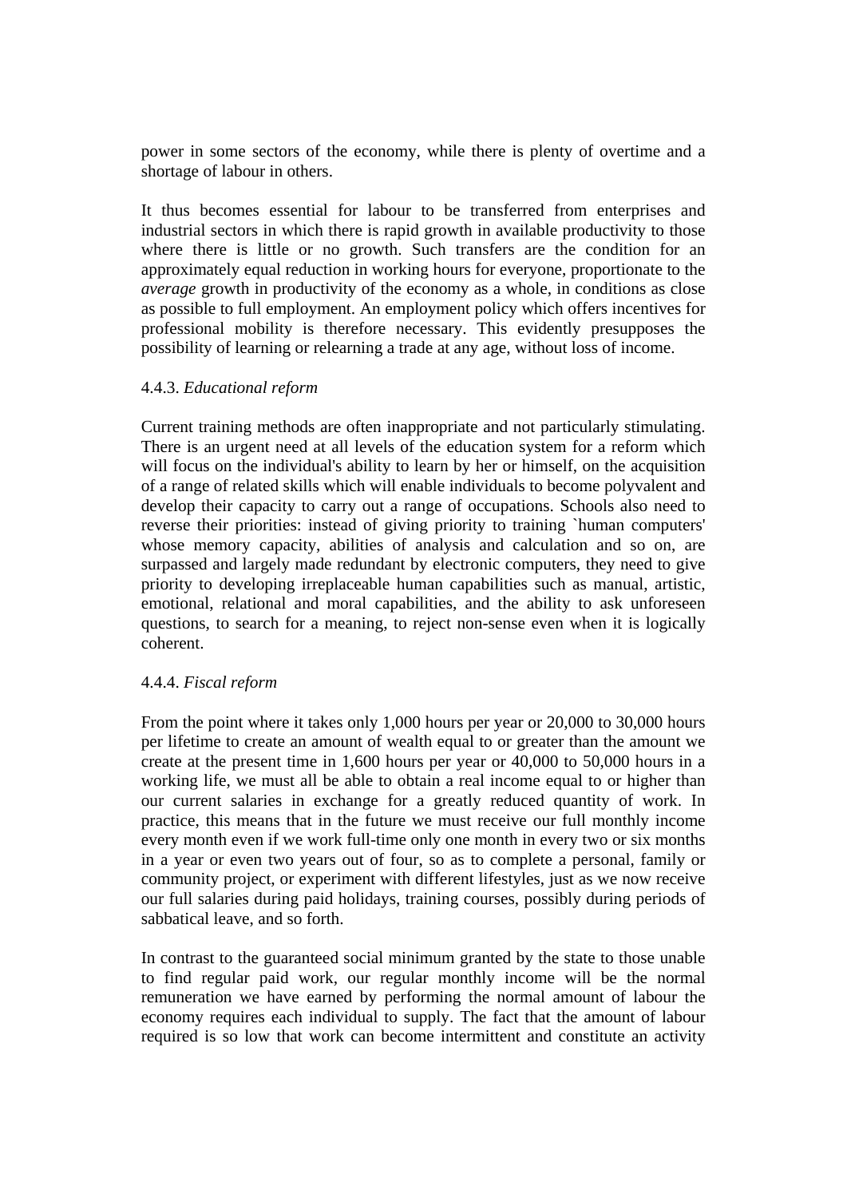power in some sectors of the economy, while there is plenty of overtime and a shortage of labour in others.

It thus becomes essential for labour to be transferred from enterprises and industrial sectors in which there is rapid growth in available productivity to those where there is little or no growth. Such transfers are the condition for an approximately equal reduction in working hours for everyone, proportionate to the *average* growth in productivity of the economy as a whole, in conditions as close as possible to full employment. An employment policy which offers incentives for professional mobility is therefore necessary. This evidently presupposes the possibility of learning or relearning a trade at any age, without loss of income.

4.4.3. *Educational reform*

Current training methods are often inappropriate and not particularly stimulating. There is an urgent need at all levels of the education system for a reform which will focus on the individual's ability to learn by her or himself, on the acquisition of a range of related skills which will enable individuals to become polyvalent and develop their capacity to carry out a range of occupations. Schools also need to reverse their priorities: instead of giving priority to training `human computers' whose memory capacity, abilities of analysis and calculation and so on, are surpassed and largely made redundant by electronic computers, they need to give priority to developing irreplaceable human capabilities such as manual, artistic, emotional, relational and moral capabilities, and the ability to ask unforeseen questions, to search for a meaning, to reject non-sense even when it is logically coherent.

4.4.4. *Fiscal reform*

From the point where it takes only 1,000 hours per year or 20,000 to 30,000 hours per lifetime to create an amount of wealth equal to or greater than the amount we create at the present time in 1,600 hours per year or 40,000 to 50,000 hours in a working life, we must all be able to obtain a real income equal to or higher than our current salaries in exchange for a greatly reduced quantity of work. In practice, this means that in the future we must receive our full monthly income every month even if we work full-time only one month in every two or six months in a year or even two years out of four, so as to complete a personal, family or community project, or experiment with different lifestyles, just as we now receive our full salaries during paid holidays, training courses, possibly during periods of sabbatical leave, and so forth.

In contrast to the guaranteed social minimum granted by the state to those unable to find regular paid work, our regular monthly income will be the normal remuneration we have earned by performing the normal amount of labour the economy requires each individual to supply. The fact that the amount of labour required is so low that work can become intermittent and constitute an activity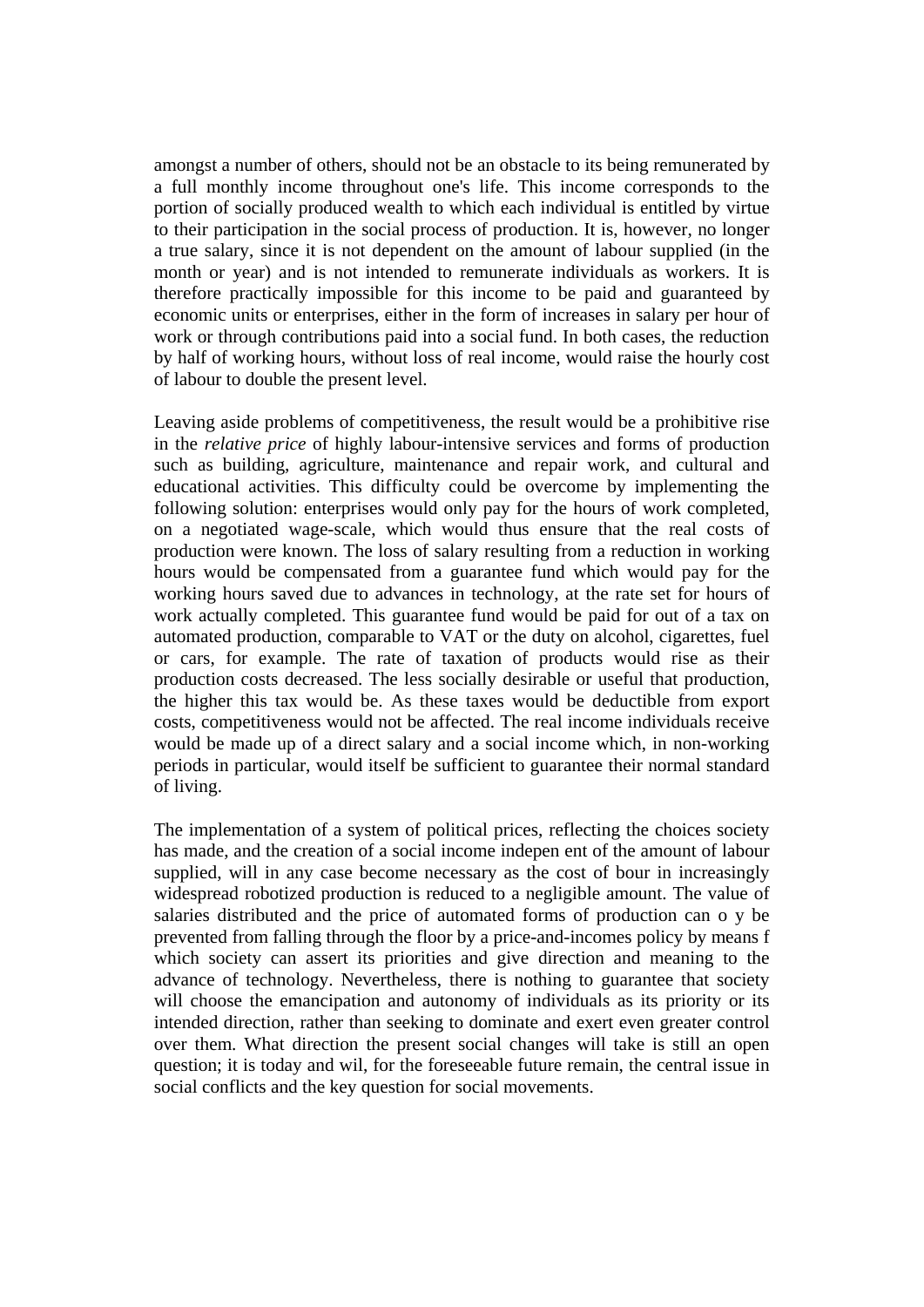amongst a number of others, should not be an obstacle to its being remunerated by a full monthly income throughout one's life. This income corresponds to the portion of socially produced wealth to which each individual is entitled by virtue to their participation in the social process of production. It is, however, no longer a true salary, since it is not dependent on the amount of labour supplied (in the month or year) and is not intended to remunerate individuals as workers. It is therefore practically impossible for this income to be paid and guaranteed by economic units or enterprises, either in the form of increases in salary per hour of work or through contributions paid into a social fund. In both cases, the reduction by half of working hours, without loss of real income, would raise the hourly cost of labour to double the present level.

Leaving aside problems of competitiveness, the result would be a prohibitive rise in the *relative price* of highly labour-intensive services and forms of production such as building, agriculture, maintenance and repair work, and cultural and educational activities. This difficulty could be overcome by implementing the following solution: enterprises would only pay for the hours of work completed, on a negotiated wage-scale, which would thus ensure that the real costs of production were known. The loss of salary resulting from a reduction in working hours would be compensated from a guarantee fund which would pay for the working hours saved due to advances in technology, at the rate set for hours of work actually completed. This guarantee fund would be paid for out of a tax on automated production, comparable to VAT or the duty on alcohol, cigarettes, fuel or cars, for example. The rate of taxation of products would rise as their production costs decreased. The less socially desirable or useful that production, the higher this tax would be. As these taxes would be deductible from export costs, competitiveness would not be affected. The real income individuals receive would be made up of a direct salary and a social income which, in non-working periods in particular, would itself be sufficient to guarantee their normal standard of living.

The implementation of a system of political prices, reflecting the choices society has made, and the creation of a social income indepen ent of the amount of labour supplied, will in any case become necessary as the cost of bour in increasingly widespread robotized production is reduced to a negligible amount. The value of salaries distributed and the price of automated forms of production can o y be prevented from falling through the floor by a price-and-incomes policy by means f which society can assert its priorities and give direction and meaning to the advance of technology. Nevertheless, there is nothing to guarantee that society will choose the emancipation and autonomy of individuals as its priority or its intended direction, rather than seeking to dominate and exert even greater control over them. What direction the present social changes will take is still an open question; it is today and wil, for the foreseeable future remain, the central issue in social conflicts and the key question for social movements.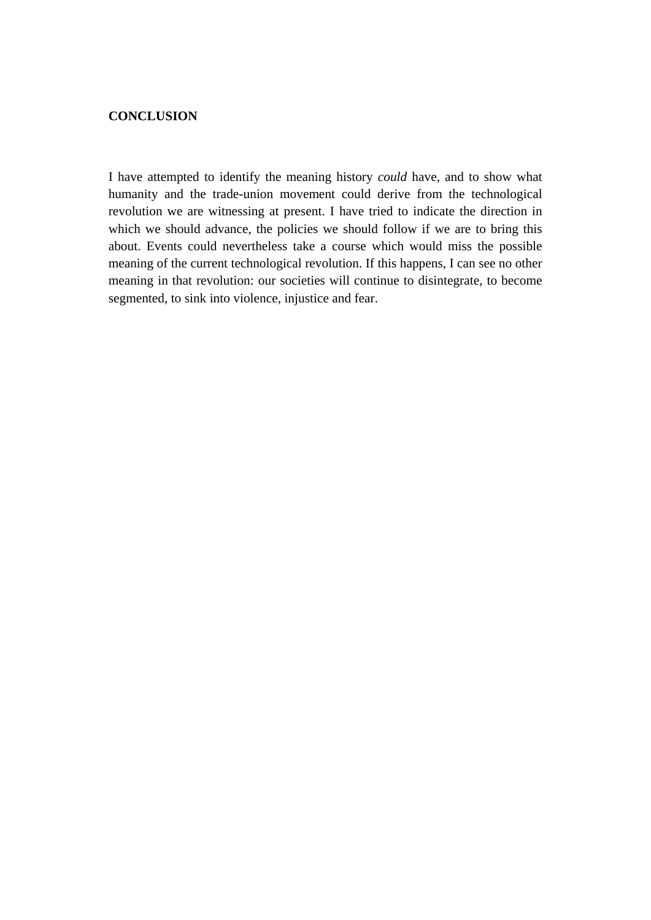## CONCLUSION

I have attempted to identify the meaning history *could* have, and to show what humanity and the trade-union movement could derive from the technological revolution we are witnessing at present. I have tried to indicate the direction in which we should advance, the policies we should follow if we are to bring this about. Events could nevertheless take a course which would miss the possible meaning of the current technological revolution. If this happens, I can see no other meaning in that revolution: our societies will continue to disintegrate, to become segmented, to sink into violence, injustice and fear.